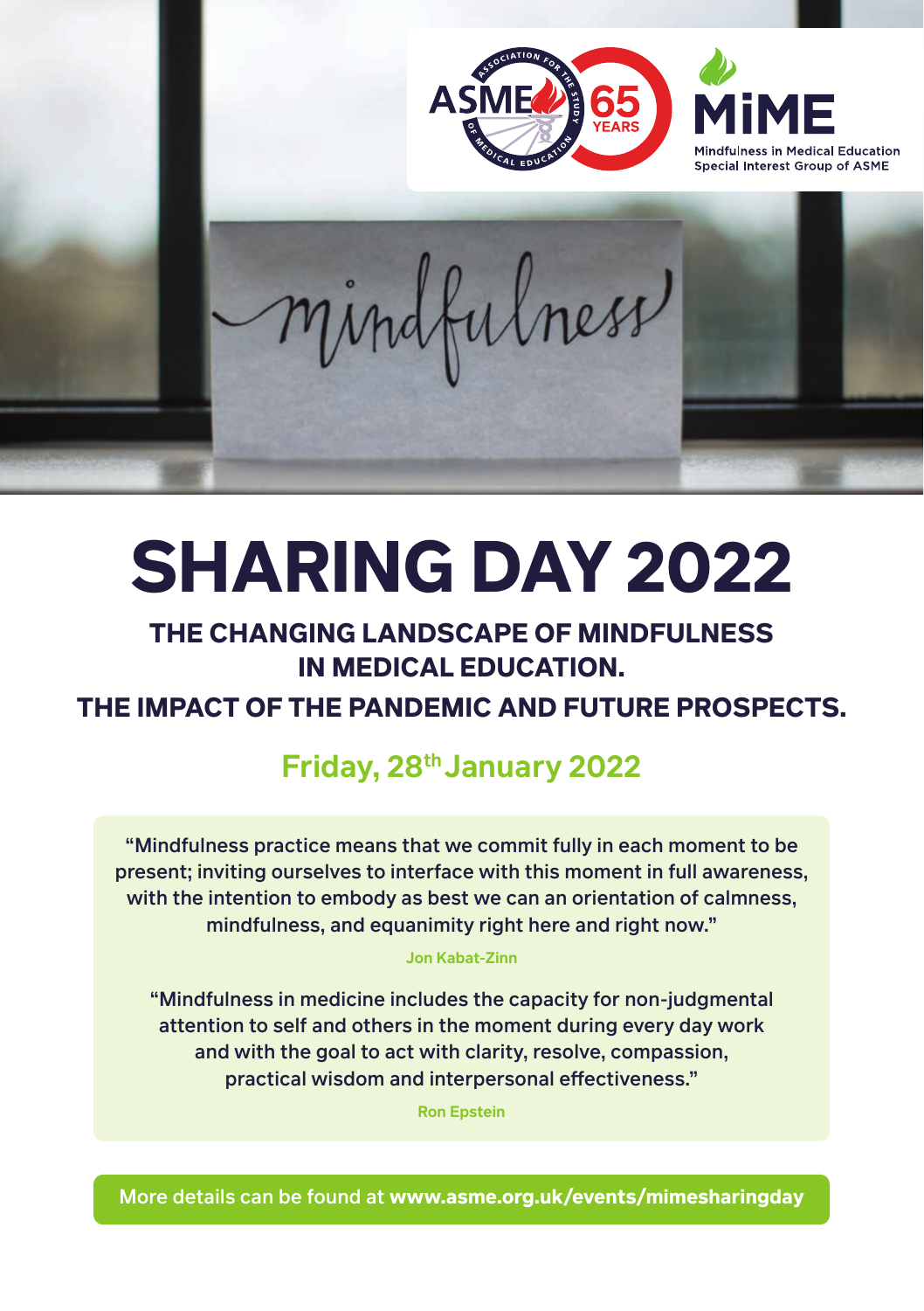ASME 65 YEARS

MiME
Mindfulness in Medical Education
Special Interest Group of ASME

# SHARING DAY 2022

## THE CHANGING LANDSCAPE OF MINDFULNESS IN MEDICAL EDUCATION.

## THE IMPACT OF THE PANDEMIC AND FUTURE PROSPECTS.

### Friday, 28th January 2022

"Mindfulness practice means that we commit fully in each moment to be present; inviting ourselves to interface with this moment in full awareness, with the intention to embody as best we can an orientation of calmness, mindfulness, and equanimity right here and right now."

**Jon Kabat-Zinn**

"Mindfulness in medicine includes the capacity for non-judgmental attention to self and others in the moment during every day work and with the goal to act with clarity, resolve, compassion, practical wisdom and interpersonal effectiveness."

**Ron Epstein**

More details can be found at **www.asme.org.uk/events/mimesharingday**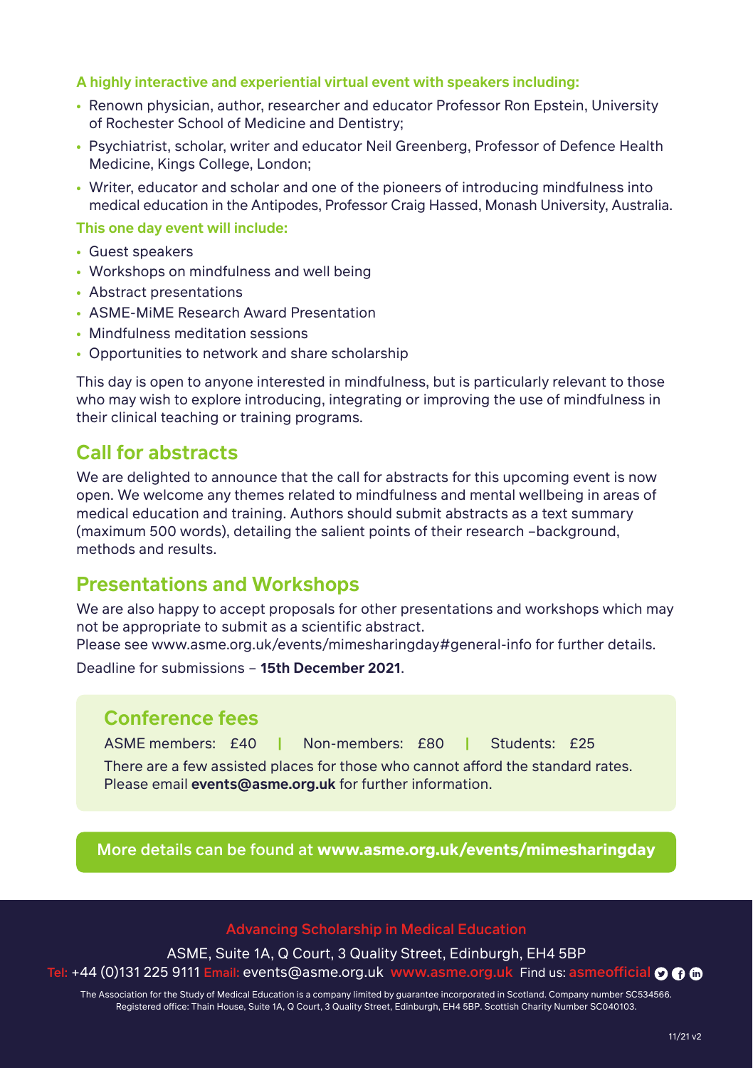**A highly interactive and experiential virtual event with speakers including:**

- Renown physician, author, researcher and educator Professor Ron Epstein, University of Rochester School of Medicine and Dentistry;
- Psychiatrist, scholar, writer and educator Neil Greenberg, Professor of Defence Health Medicine, Kings College, London;
- Writer, educator and scholar and one of the pioneers of introducing mindfulness into medical education in the Antipodes, Professor Craig Hassed, Monash University, Australia.

**This one day event will include:**

- Guest speakers
- Workshops on mindfulness and well being
- Abstract presentations
- ASME-MiME Research Award Presentation
- Mindfulness meditation sessions
- Opportunities to network and share scholarship

This day is open to anyone interested in mindfulness, but is particularly relevant to those who may wish to explore introducing, integrating or improving the use of mindfulness in their clinical teaching or training programs.

## Call for abstracts

We are delighted to announce that the call for abstracts for this upcoming event is now open. We welcome any themes related to mindfulness and mental wellbeing in areas of medical education and training. Authors should submit abstracts as a text summary (maximum 500 words), detailing the salient points of their research –background, methods and results.

## Presentations and Workshops

We are also happy to accept proposals for other presentations and workshops which may not be appropriate to submit as a scientific abstract.
Please see www.asme.org.uk/events/mimesharingday#general-info for further details.

Deadline for submissions – **15th December 2021**.

## Conference fees

ASME members: £40 | Non-members: £80 | Students: £25

There are a few assisted places for those who cannot afford the standard rates. Please email **events@asme.org.uk** for further information.

More details can be found at **www.asme.org.uk/events/mimesharingday**

Advancing Scholarship in Medical Education

ASME, Suite 1A, Q Court, 3 Quality Street, Edinburgh, EH4 5BP
Tel: +44 (0)131 225 9111 Email: events@asme.org.uk www.asme.org.uk Find us: asmeofficial

The Association for the Study of Medical Education is a company limited by guarantee incorporated in Scotland. Company number SC534566. Registered office: Thain House, Suite 1A, Q Court, 3 Quality Street, Edinburgh, EH4 5BP. Scottish Charity Number SC040103.

11/21 v2